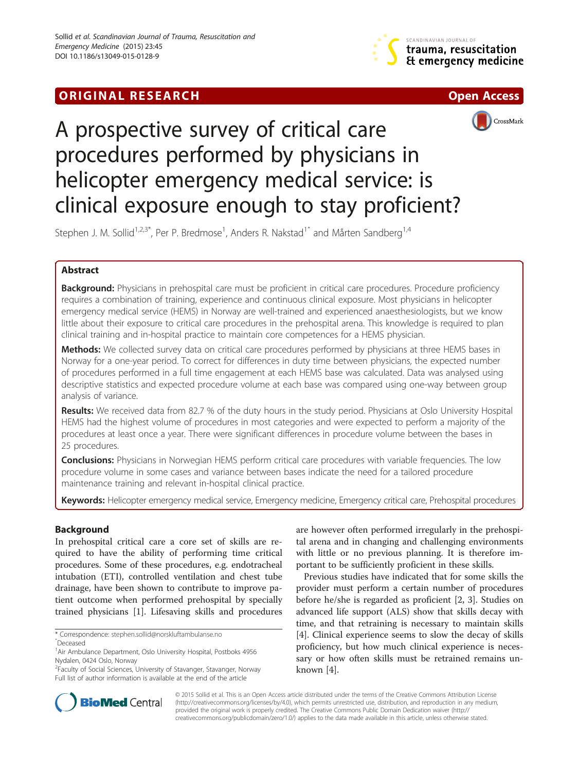ORIGINAL RESEARCH — Open Access

# A prospective survey of critical care procedures performed by physicians in helicopter emergency medical service: is clinical exposure enough to stay proficient?

Stephen J. M. Sollid[1,2,3*], Per P. Bredmose[1], Anders R. Nakstad[1^] and Mårten Sandberg[1,4]

## Abstract

**Background:** Physicians in prehospital care must be proficient in critical care procedures. Procedure proficiency requires a combination of training, experience and continuous clinical exposure. Most physicians in helicopter emergency medical service (HEMS) in Norway are well-trained and experienced anaesthesiologists, but we know little about their exposure to critical care procedures in the prehospital arena. This knowledge is required to plan clinical training and in-hospital practice to maintain core competences for a HEMS physician.

**Methods:** We collected survey data on critical care procedures performed by physicians at three HEMS bases in Norway for a one-year period. To correct for differences in duty time between physicians, the expected number of procedures performed in a full time engagement at each HEMS base was calculated. Data was analysed using descriptive statistics and expected procedure volume at each base was compared using one-way between group analysis of variance.

**Results:** We received data from 82.7 % of the duty hours in the study period. Physicians at Oslo University Hospital HEMS had the highest volume of procedures in most categories and were expected to perform a majority of the procedures at least once a year. There were significant differences in procedure volume between the bases in 25 procedures.

**Conclusions:** Physicians in Norwegian HEMS perform critical care procedures with variable frequencies. The low procedure volume in some cases and variance between bases indicate the need for a tailored procedure maintenance training and relevant in-hospital clinical practice.

**Keywords:** Helicopter emergency medical service, Emergency medicine, Emergency critical care, Prehospital procedures

## Background

In prehospital critical care a core set of skills are required to have the ability of performing time critical procedures. Some of these procedures, e.g. endotracheal intubation (ETI), controlled ventilation and chest tube drainage, have been shown to contribute to improve patient outcome when performed prehospital by specially trained physicians [1]. Lifesaving skills and procedures are however often performed irregularly in the prehospital arena and in changing and challenging environments with little or no previous planning. It is therefore important to be sufficiently proficient in these skills.

Previous studies have indicated that for some skills the provider must perform a certain number of procedures before he/she is regarded as proficient [2, 3]. Studies on advanced life support (ALS) show that skills decay with time, and that retraining is necessary to maintain skills [4]. Clinical experience seems to slow the decay of skills proficiency, but how much clinical experience is necessary or how often skills must be retrained remains unknown [4].

* Correspondence: stephen.sollid@norskluftambulanse.no
^Deceased
[1]Air Ambulance Department, Oslo University Hospital, Postboks 4956 Nydalen, 0424 Oslo, Norway
[2]Faculty of Social Sciences, University of Stavanger, Stavanger, Norway
Full list of author information is available at the end of the article

© 2015 Sollid et al. This is an Open Access article distributed under the terms of the Creative Commons Attribution License (http://creativecommons.org/licenses/by/4.0), which permits unrestricted use, distribution, and reproduction in any medium, provided the original work is properly credited. The Creative Commons Public Domain Dedication waiver (http://creativecommons.org/publicdomain/zero/1.0/) applies to the data made available in this article, unless otherwise stated.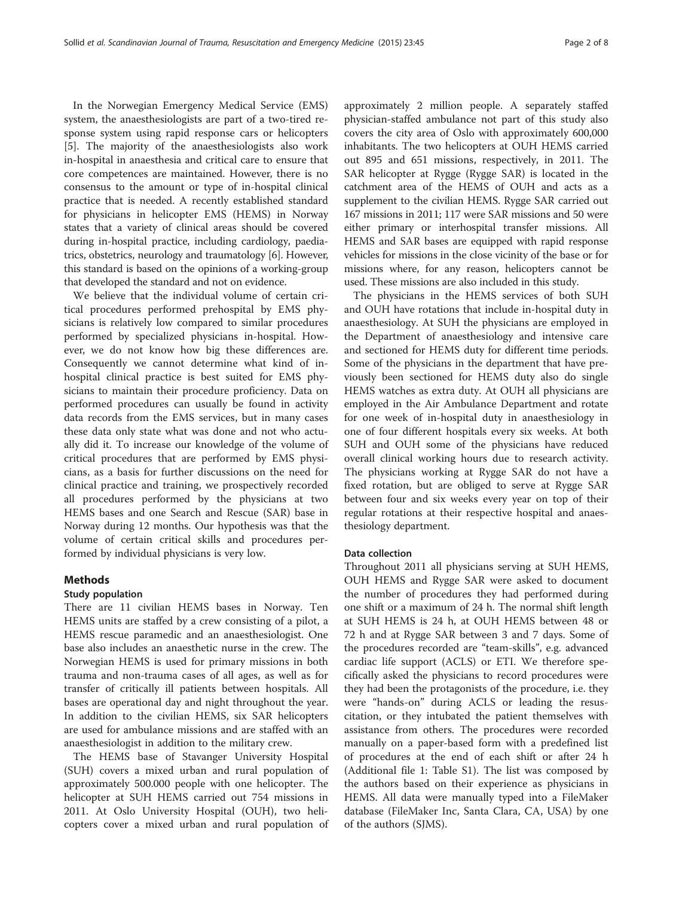In the Norwegian Emergency Medical Service (EMS) system, the anaesthesiologists are part of a two-tired response system using rapid response cars or helicopters [5]. The majority of the anaesthesiologists also work in-hospital in anaesthesia and critical care to ensure that core competences are maintained. However, there is no consensus to the amount or type of in-hospital clinical practice that is needed. A recently established standard for physicians in helicopter EMS (HEMS) in Norway states that a variety of clinical areas should be covered during in-hospital practice, including cardiology, paediatrics, obstetrics, neurology and traumatology [6]. However, this standard is based on the opinions of a working-group that developed the standard and not on evidence.

We believe that the individual volume of certain critical procedures performed prehospital by EMS physicians is relatively low compared to similar procedures performed by specialized physicians in-hospital. However, we do not know how big these differences are. Consequently we cannot determine what kind of in-hospital clinical practice is best suited for EMS physicians to maintain their procedure proficiency. Data on performed procedures can usually be found in activity data records from the EMS services, but in many cases these data only state what was done and not who actually did it. To increase our knowledge of the volume of critical procedures that are performed by EMS physicians, as a basis for further discussions on the need for clinical practice and training, we prospectively recorded all procedures performed by the physicians at two HEMS bases and one Search and Rescue (SAR) base in Norway during 12 months. Our hypothesis was that the volume of certain critical skills and procedures performed by individual physicians is very low.

## Methods

### Study population

There are 11 civilian HEMS bases in Norway. Ten HEMS units are staffed by a crew consisting of a pilot, a HEMS rescue paramedic and an anaesthesiologist. One base also includes an anaesthetic nurse in the crew. The Norwegian HEMS is used for primary missions in both trauma and non-trauma cases of all ages, as well as for transfer of critically ill patients between hospitals. All bases are operational day and night throughout the year. In addition to the civilian HEMS, six SAR helicopters are used for ambulance missions and are staffed with an anaesthesiologist in addition to the military crew.

The HEMS base of Stavanger University Hospital (SUH) covers a mixed urban and rural population of approximately 500.000 people with one helicopter. The helicopter at SUH HEMS carried out 754 missions in 2011. At Oslo University Hospital (OUH), two helicopters cover a mixed urban and rural population of approximately 2 million people. A separately staffed physician-staffed ambulance not part of this study also covers the city area of Oslo with approximately 600,000 inhabitants. The two helicopters at OUH HEMS carried out 895 and 651 missions, respectively, in 2011. The SAR helicopter at Rygge (Rygge SAR) is located in the catchment area of the HEMS of OUH and acts as a supplement to the civilian HEMS. Rygge SAR carried out 167 missions in 2011; 117 were SAR missions and 50 were either primary or interhospital transfer missions. All HEMS and SAR bases are equipped with rapid response vehicles for missions in the close vicinity of the base or for missions where, for any reason, helicopters cannot be used. These missions are also included in this study.

The physicians in the HEMS services of both SUH and OUH have rotations that include in-hospital duty in anaesthesiology. At SUH the physicians are employed in the Department of anaesthesiology and intensive care and sectioned for HEMS duty for different time periods. Some of the physicians in the department that have previously been sectioned for HEMS duty also do single HEMS watches as extra duty. At OUH all physicians are employed in the Air Ambulance Department and rotate for one week of in-hospital duty in anaesthesiology in one of four different hospitals every six weeks. At both SUH and OUH some of the physicians have reduced overall clinical working hours due to research activity. The physicians working at Rygge SAR do not have a fixed rotation, but are obliged to serve at Rygge SAR between four and six weeks every year on top of their regular rotations at their respective hospital and anaesthesiology department.

### Data collection

Throughout 2011 all physicians serving at SUH HEMS, OUH HEMS and Rygge SAR were asked to document the number of procedures they had performed during one shift or a maximum of 24 h. The normal shift length at SUH HEMS is 24 h, at OUH HEMS between 48 or 72 h and at Rygge SAR between 3 and 7 days. Some of the procedures recorded are "team-skills", e.g. advanced cardiac life support (ACLS) or ETI. We therefore specifically asked the physicians to record procedures where they had been the protagonists of the procedure, i.e. they were "hands-on" during ACLS or leading the resuscitation, or they intubated the patient themselves with assistance from others. The procedures were recorded manually on a paper-based form with a predefined list of procedures at the end of each shift or after 24 h (Additional file 1: Table S1). The list was composed by the authors based on their experience as physicians in HEMS. All data were manually typed into a FileMaker database (FileMaker Inc, Santa Clara, CA, USA) by one of the authors (SJMS).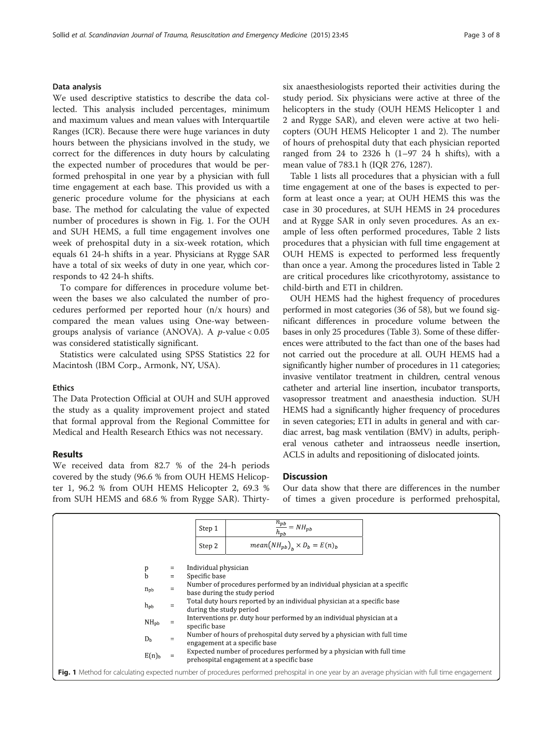### Data analysis

We used descriptive statistics to describe the data collected. This analysis included percentages, minimum and maximum values and mean values with Interquartile Ranges (ICR). Because there were huge variances in duty hours between the physicians involved in the study, we correct for the differences in duty hours by calculating the expected number of procedures that would be performed prehospital in one year by a physician with full time engagement at each base. This provided us with a generic procedure volume for the physicians at each base. The method for calculating the value of expected number of procedures is shown in Fig. 1. For the OUH and SUH HEMS, a full time engagement involves one week of prehospital duty in a six-week rotation, which equals 61 24-h shifts in a year. Physicians at Rygge SAR have a total of six weeks of duty in one year, which corresponds to 42 24-h shifts.

To compare for differences in procedure volume between the bases we also calculated the number of procedures performed per reported hour (n/x hours) and compared the mean values using One-way between-groups analysis of variance (ANOVA). A $p$-value < 0.05 was considered statistically significant.

Statistics were calculated using SPSS Statistics 22 for Macintosh (IBM Corp., Armonk, NY, USA).

### Ethics

The Data Protection Official at OUH and SUH approved the study as a quality improvement project and stated that formal approval from the Regional Committee for Medical and Health Research Ethics was not necessary.

## Results

We received data from 82.7 % of the 24-h periods covered by the study (96.6 % from OUH HEMS Helicopter 1, 96.2 % from OUH HEMS Helicopter 2, 69.3 % from SUH HEMS and 68.6 % from Rygge SAR). Thirty-six anaesthesiologists reported their activities during the study period. Six physicians were active at three of the helicopters in the study (OUH HEMS Helicopter 1 and 2 and Rygge SAR), and eleven were active at two helicopters (OUH HEMS Helicopter 1 and 2). The number of hours of prehospital duty that each physician reported ranged from 24 to 2326 h (1–97 24 h shifts), with a mean value of 783.1 h (IQR 276, 1287).

Table 1 lists all procedures that a physician with a full time engagement at one of the bases is expected to perform at least once a year; at OUH HEMS this was the case in 30 procedures, at SUH HEMS in 24 procedures and at Rygge SAR in only seven procedures. As an example of less often performed procedures, Table 2 lists procedures that a physician with full time engagement at OUH HEMS is expected to performed less frequently than once a year. Among the procedures listed in Table 2 are critical procedures like cricothyrotomy, assistance to child-birth and ETI in children.

OUH HEMS had the highest frequency of procedures performed in most categories (36 of 58), but we found significant differences in procedure volume between the bases in only 25 procedures (Table 3). Some of these differences were attributed to the fact than one of the bases had not carried out the procedure at all. OUH HEMS had a significantly higher number of procedures in 11 categories; invasive ventilator treatment in children, central venous catheter and arterial line insertion, incubator transports, vasopressor treatment and anaesthesia induction. SUH HEMS had a significantly higher frequency of procedures in seven categories; ETI in adults in general and with cardiac arrest, bag mask ventilation (BMV) in adults, peripheral venous catheter and intraosseus needle insertion, ACLS in adults and repositioning of dislocated joints.

## Discussion

Our data show that there are differences in the number of times a given procedure is performed prehospital,

| | |
|---|---|
| Step 1 | $\frac{n_{pb}}{h_{pb}} = NH_{pb}$ |
| Step 2 | $mean(NH_{pb})_b \times D_b = E(n)_b$ |

| | | |
|---|---|---|
| p | = | Individual physician |
| b | = | Specific base |
| $n_{pb}$ | = | Number of procedures performed by an individual physician at a specific base during the study period |
| $h_{pb}$ | = | Total duty hours reported by an individual physician at a specific base during the study period |
| $NH_{pb}$ | = | Interventions pr. duty hour performed by an individual physician at a specific base |
| $D_b$ | = | Number of hours of prehospital duty served by a physician with full time engagement at a specific base |
| $E(n)_b$ | = | Expected number of procedures performed by a physician with full time prehospital engagement at a specific base |

**Fig. 1** Method for calculating expected number of procedures performed prehospital in one year by an average physician with full time engagement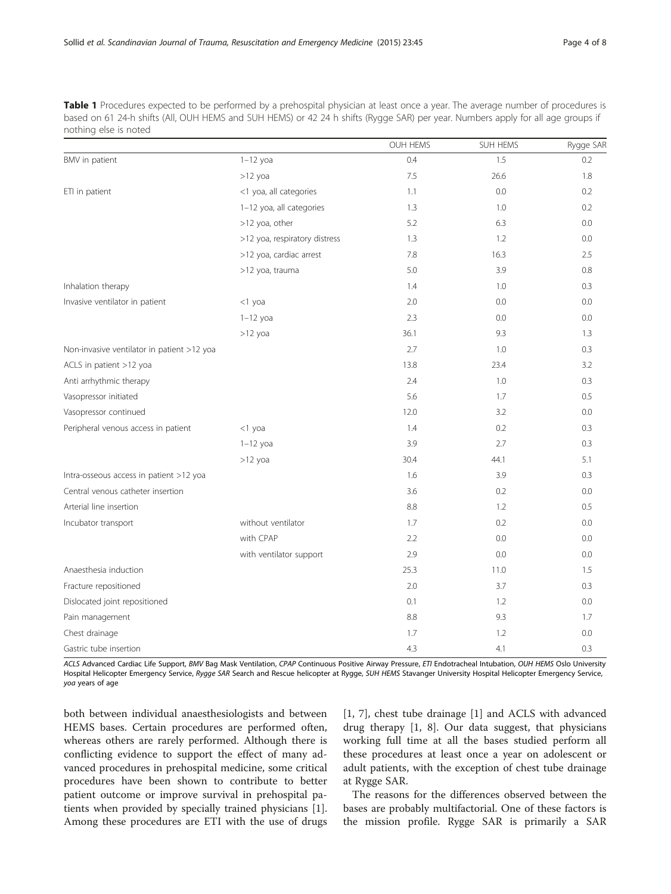**Table 1** Procedures expected to be performed by a prehospital physician at least once a year. The average number of procedures is based on 61 24-h shifts (All, OUH HEMS and SUH HEMS) or 42 24 h shifts (Rygge SAR) per year. Numbers apply for all age groups if nothing else is noted

| | | OUH HEMS | SUH HEMS | Rygge SAR |
|---|---|---|---|---|
| BMV in patient | 1–12 yoa | 0.4 | 1.5 | 0.2 |
| | >12 yoa | 7.5 | 26.6 | 1.8 |
| ETI in patient | <1 yoa, all categories | 1.1 | 0.0 | 0.2 |
| | 1–12 yoa, all categories | 1.3 | 1.0 | 0.2 |
| | >12 yoa, other | 5.2 | 6.3 | 0.0 |
| | >12 yoa, respiratory distress | 1.3 | 1.2 | 0.0 |
| | >12 yoa, cardiac arrest | 7.8 | 16.3 | 2.5 |
| | >12 yoa, trauma | 5.0 | 3.9 | 0.8 |
| Inhalation therapy | | 1.4 | 1.0 | 0.3 |
| Invasive ventilator in patient | <1 yoa | 2.0 | 0.0 | 0.0 |
| | 1–12 yoa | 2.3 | 0.0 | 0.0 |
| | >12 yoa | 36.1 | 9.3 | 1.3 |
| Non-invasive ventilator in patient >12 yoa | | 2.7 | 1.0 | 0.3 |
| ACLS in patient >12 yoa | | 13.8 | 23.4 | 3.2 |
| Anti arrhythmic therapy | | 2.4 | 1.0 | 0.3 |
| Vasopressor initiated | | 5.6 | 1.7 | 0.5 |
| Vasopressor continued | | 12.0 | 3.2 | 0.0 |
| Peripheral venous access in patient | <1 yoa | 1.4 | 0.2 | 0.3 |
| | 1–12 yoa | 3.9 | 2.7 | 0.3 |
| | >12 yoa | 30.4 | 44.1 | 5.1 |
| Intra-osseous access in patient >12 yoa | | 1.6 | 3.9 | 0.3 |
| Central venous catheter insertion | | 3.6 | 0.2 | 0.0 |
| Arterial line insertion | | 8.8 | 1.2 | 0.5 |
| Incubator transport | without ventilator | 1.7 | 0.2 | 0.0 |
| | with CPAP | 2.2 | 0.0 | 0.0 |
| | with ventilator support | 2.9 | 0.0 | 0.0 |
| Anaesthesia induction | | 25.3 | 11.0 | 1.5 |
| Fracture repositioned | | 2.0 | 3.7 | 0.3 |
| Dislocated joint repositioned | | 0.1 | 1.2 | 0.0 |
| Pain management | | 8.8 | 9.3 | 1.7 |
| Chest drainage | | 1.7 | 1.2 | 0.0 |
| Gastric tube insertion | | 4.3 | 4.1 | 0.3 |

*ACLS* Advanced Cardiac Life Support, *BMV* Bag Mask Ventilation, *CPAP* Continuous Positive Airway Pressure, *ETI* Endotracheal Intubation, *OUH HEMS* Oslo University Hospital Helicopter Emergency Service, *Rygge SAR* Search and Rescue helicopter at Rygge, *SUH HEMS* Stavanger University Hospital Helicopter Emergency Service, *yoa* years of age

both between individual anaesthesiologists and between HEMS bases. Certain procedures are performed often, whereas others are rarely performed. Although there is conflicting evidence to support the effect of many advanced procedures in prehospital medicine, some critical procedures have been shown to contribute to better patient outcome or improve survival in prehospital patients when provided by specially trained physicians [1]. Among these procedures are ETI with the use of drugs [1, 7], chest tube drainage [1] and ACLS with advanced drug therapy [1, 8]. Our data suggest, that physicians working full time at all the bases studied perform all these procedures at least once a year on adolescent or adult patients, with the exception of chest tube drainage at Rygge SAR.

The reasons for the differences observed between the bases are probably multifactorial. One of these factors is the mission profile. Rygge SAR is primarily a SAR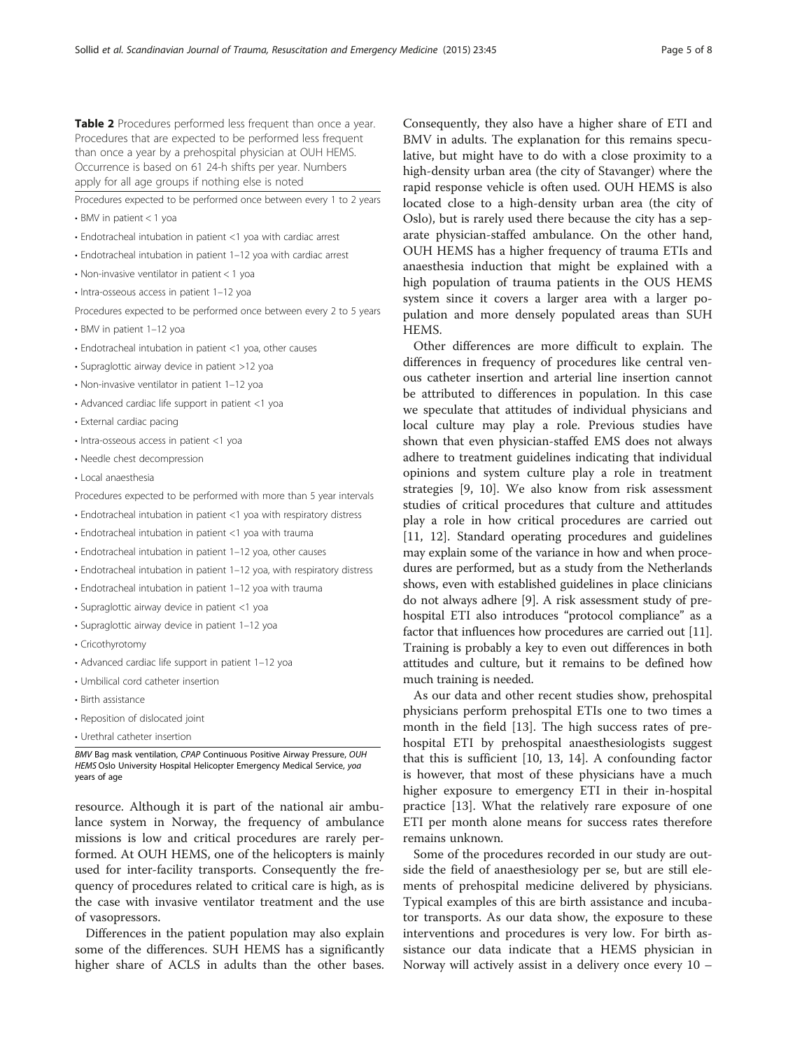**Table 2** Procedures performed less frequent than once a year. Procedures that are expected to be performed less frequent than once a year by a prehospital physician at OUH HEMS. Occurrence is based on 61 24-h shifts per year. Numbers apply for all age groups if nothing else is noted

| |
|---|
| Procedures expected to be performed once between every 1 to 2 years |
| • BMV in patient < 1 yoa |
| • Endotracheal intubation in patient <1 yoa with cardiac arrest |
| • Endotracheal intubation in patient 1–12 yoa with cardiac arrest |
| • Non-invasive ventilator in patient < 1 yoa |
| • Intra-osseous access in patient 1–12 yoa |
| Procedures expected to be performed once between every 2 to 5 years |
| • BMV in patient 1–12 yoa |
| • Endotracheal intubation in patient <1 yoa, other causes |
| • Supraglottic airway device in patient >12 yoa |
| • Non-invasive ventilator in patient 1–12 yoa |
| • Advanced cardiac life support in patient <1 yoa |
| • External cardiac pacing |
| • Intra-osseous access in patient <1 yoa |
| • Needle chest decompression |
| • Local anaesthesia |
| Procedures expected to be performed with more than 5 year intervals |
| • Endotracheal intubation in patient <1 yoa with respiratory distress |
| • Endotracheal intubation in patient <1 yoa with trauma |
| • Endotracheal intubation in patient 1–12 yoa, other causes |
| • Endotracheal intubation in patient 1–12 yoa, with respiratory distress |
| • Endotracheal intubation in patient 1–12 yoa with trauma |
| • Supraglottic airway device in patient <1 yoa |
| • Supraglottic airway device in patient 1–12 yoa |
| • Cricothyrotomy |
| • Advanced cardiac life support in patient 1–12 yoa |
| • Umbilical cord catheter insertion |
| • Birth assistance |
| • Reposition of dislocated joint |
| • Urethral catheter insertion |

*BMV* Bag mask ventilation, *CPAP* Continuous Positive Airway Pressure, *OUH HEMS* Oslo University Hospital Helicopter Emergency Medical Service, *yoa* years of age

resource. Although it is part of the national air ambulance system in Norway, the frequency of ambulance missions is low and critical procedures are rarely performed. At OUH HEMS, one of the helicopters is mainly used for inter-facility transports. Consequently the frequency of procedures related to critical care is high, as is the case with invasive ventilator treatment and the use of vasopressors.

Differences in the patient population may also explain some of the differences. SUH HEMS has a significantly higher share of ACLS in adults than the other bases. Consequently, they also have a higher share of ETI and BMV in adults. The explanation for this remains speculative, but might have to do with a close proximity to a high-density urban area (the city of Stavanger) where the rapid response vehicle is often used. OUH HEMS is also located close to a high-density urban area (the city of Oslo), but is rarely used there because the city has a separate physician-staffed ambulance. On the other hand, OUH HEMS has a higher frequency of trauma ETIs and anaesthesia induction that might be explained with a high population of trauma patients in the OUS HEMS system since it covers a larger area with a larger population and more densely populated areas than SUH HEMS.

Other differences are more difficult to explain. The differences in frequency of procedures like central venous catheter insertion and arterial line insertion cannot be attributed to differences in population. In this case we speculate that attitudes of individual physicians and local culture may play a role. Previous studies have shown that even physician-staffed EMS does not always adhere to treatment guidelines indicating that individual opinions and system culture play a role in treatment strategies [9, 10]. We also know from risk assessment studies of critical procedures that culture and attitudes play a role in how critical procedures are carried out [11, 12]. Standard operating procedures and guidelines may explain some of the variance in how and when procedures are performed, but as a study from the Netherlands shows, even with established guidelines in place clinicians do not always adhere [9]. A risk assessment study of prehospital ETI also introduces "protocol compliance" as a factor that influences how procedures are carried out [11]. Training is probably a key to even out differences in both attitudes and culture, but it remains to be defined how much training is needed.

As our data and other recent studies show, prehospital physicians perform prehospital ETIs one to two times a month in the field [13]. The high success rates of prehospital ETI by prehospital anaesthesiologists suggest that this is sufficient [10, 13, 14]. A confounding factor is however, that most of these physicians have a much higher exposure to emergency ETI in their in-hospital practice [13]. What the relatively rare exposure of one ETI per month alone means for success rates therefore remains unknown.

Some of the procedures recorded in our study are outside the field of anaesthesiology per se, but are still elements of prehospital medicine delivered by physicians. Typical examples of this are birth assistance and incubator transports. As our data show, the exposure to these interventions and procedures is very low. For birth assistance our data indicate that a HEMS physician in Norway will actively assist in a delivery once every 10 –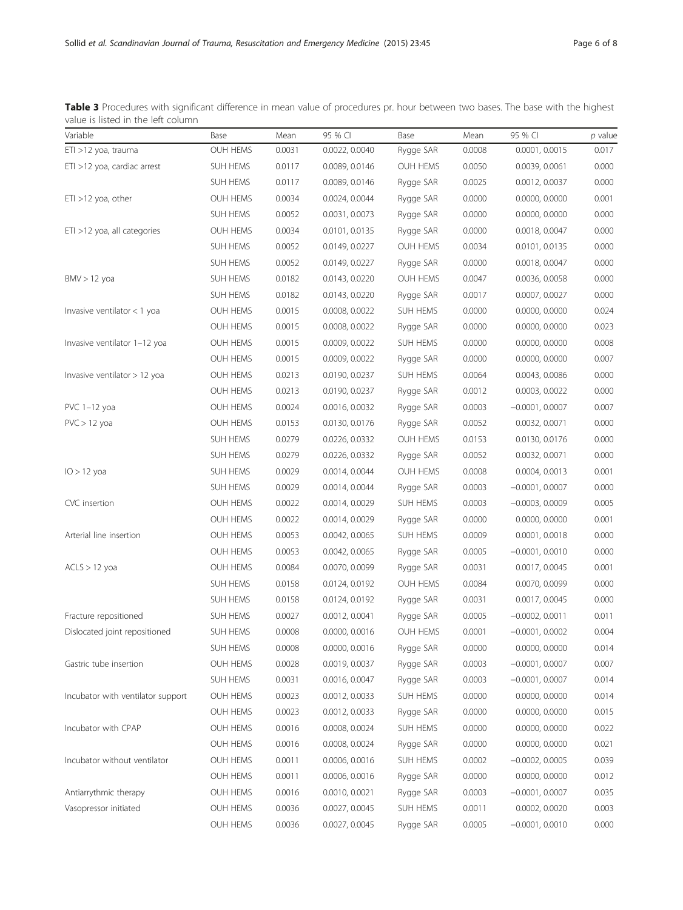**Table 3** Procedures with significant difference in mean value of procedures pr. hour between two bases. The base with the highest value is listed in the left column

| Variable | Base | Mean | 95 % CI | Base | Mean | 95 % CI | *p* value |
|---|---|---|---|---|---|---|---|
| ETI >12 yoa, trauma | OUH HEMS | 0.0031 | 0.0022, 0.0040 | Rygge SAR | 0.0008 | 0.0001, 0.0015 | 0.017 |
| ETI >12 yoa, cardiac arrest | SUH HEMS | 0.0117 | 0.0089, 0.0146 | OUH HEMS | 0.0050 | 0.0039, 0.0061 | 0.000 |
| | SUH HEMS | 0.0117 | 0.0089, 0.0146 | Rygge SAR | 0.0025 | 0.0012, 0.0037 | 0.000 |
| ETI >12 yoa, other | OUH HEMS | 0.0034 | 0.0024, 0.0044 | Rygge SAR | 0.0000 | 0.0000, 0.0000 | 0.001 |
| | SUH HEMS | 0.0052 | 0.0031, 0.0073 | Rygge SAR | 0.0000 | 0.0000, 0.0000 | 0.000 |
| ETI >12 yoa, all categories | OUH HEMS | 0.0034 | 0.0101, 0.0135 | Rygge SAR | 0.0000 | 0.0018, 0.0047 | 0.000 |
| | SUH HEMS | 0.0052 | 0.0149, 0.0227 | OUH HEMS | 0.0034 | 0.0101, 0.0135 | 0.000 |
| | SUH HEMS | 0.0052 | 0.0149, 0.0227 | Rygge SAR | 0.0000 | 0.0018, 0.0047 | 0.000 |
| BMV > 12 yoa | SUH HEMS | 0.0182 | 0.0143, 0.0220 | OUH HEMS | 0.0047 | 0.0036, 0.0058 | 0.000 |
| | SUH HEMS | 0.0182 | 0.0143, 0.0220 | Rygge SAR | 0.0017 | 0.0007, 0.0027 | 0.000 |
| Invasive ventilator < 1 yoa | OUH HEMS | 0.0015 | 0.0008, 0.0022 | SUH HEMS | 0.0000 | 0.0000, 0.0000 | 0.024 |
| | OUH HEMS | 0.0015 | 0.0008, 0.0022 | Rygge SAR | 0.0000 | 0.0000, 0.0000 | 0.023 |
| Invasive ventilator 1–12 yoa | OUH HEMS | 0.0015 | 0.0009, 0.0022 | SUH HEMS | 0.0000 | 0.0000, 0.0000 | 0.008 |
| | OUH HEMS | 0.0015 | 0.0009, 0.0022 | Rygge SAR | 0.0000 | 0.0000, 0.0000 | 0.007 |
| Invasive ventilator > 12 yoa | OUH HEMS | 0.0213 | 0.0190, 0.0237 | SUH HEMS | 0.0064 | 0.0043, 0.0086 | 0.000 |
| | OUH HEMS | 0.0213 | 0.0190, 0.0237 | Rygge SAR | 0.0012 | 0.0003, 0.0022 | 0.000 |
| PVC 1–12 yoa | OUH HEMS | 0.0024 | 0.0016, 0.0032 | Rygge SAR | 0.0003 | −0.0001, 0.0007 | 0.007 |
| PVC > 12 yoa | OUH HEMS | 0.0153 | 0.0130, 0.0176 | Rygge SAR | 0.0052 | 0.0032, 0.0071 | 0.000 |
| | SUH HEMS | 0.0279 | 0.0226, 0.0332 | OUH HEMS | 0.0153 | 0.0130, 0.0176 | 0.000 |
| | SUH HEMS | 0.0279 | 0.0226, 0.0332 | Rygge SAR | 0.0052 | 0.0032, 0.0071 | 0.000 |
| IO > 12 yoa | SUH HEMS | 0.0029 | 0.0014, 0.0044 | OUH HEMS | 0.0008 | 0.0004, 0.0013 | 0.001 |
| | SUH HEMS | 0.0029 | 0.0014, 0.0044 | Rygge SAR | 0.0003 | −0.0001, 0.0007 | 0.000 |
| CVC insertion | OUH HEMS | 0.0022 | 0.0014, 0.0029 | SUH HEMS | 0.0003 | −0.0003, 0.0009 | 0.005 |
| | OUH HEMS | 0.0022 | 0.0014, 0.0029 | Rygge SAR | 0.0000 | 0.0000, 0.0000 | 0.001 |
| Arterial line insertion | OUH HEMS | 0.0053 | 0.0042, 0.0065 | SUH HEMS | 0.0009 | 0.0001, 0.0018 | 0.000 |
| | OUH HEMS | 0.0053 | 0.0042, 0.0065 | Rygge SAR | 0.0005 | −0.0001, 0.0010 | 0.000 |
| ACLS > 12 yoa | OUH HEMS | 0.0084 | 0.0070, 0.0099 | Rygge SAR | 0.0031 | 0.0017, 0.0045 | 0.001 |
| | SUH HEMS | 0.0158 | 0.0124, 0.0192 | OUH HEMS | 0.0084 | 0.0070, 0.0099 | 0.000 |
| | SUH HEMS | 0.0158 | 0.0124, 0.0192 | Rygge SAR | 0.0031 | 0.0017, 0.0045 | 0.000 |
| Fracture repositioned | SUH HEMS | 0.0027 | 0.0012, 0.0041 | Rygge SAR | 0.0005 | −0.0002, 0.0011 | 0.011 |
| Dislocated joint repositioned | SUH HEMS | 0.0008 | 0.0000, 0.0016 | OUH HEMS | 0.0001 | −0.0001, 0.0002 | 0.004 |
| | SUH HEMS | 0.0008 | 0.0000, 0.0016 | Rygge SAR | 0.0000 | 0.0000, 0.0000 | 0.014 |
| Gastric tube insertion | OUH HEMS | 0.0028 | 0.0019, 0.0037 | Rygge SAR | 0.0003 | −0.0001, 0.0007 | 0.007 |
| | SUH HEMS | 0.0031 | 0.0016, 0.0047 | Rygge SAR | 0.0003 | −0.0001, 0.0007 | 0.014 |
| Incubator with ventilator support | OUH HEMS | 0.0023 | 0.0012, 0.0033 | SUH HEMS | 0.0000 | 0.0000, 0.0000 | 0.014 |
| | OUH HEMS | 0.0023 | 0.0012, 0.0033 | Rygge SAR | 0.0000 | 0.0000, 0.0000 | 0.015 |
| Incubator with CPAP | OUH HEMS | 0.0016 | 0.0008, 0.0024 | SUH HEMS | 0.0000 | 0.0000, 0.0000 | 0.022 |
| | OUH HEMS | 0.0016 | 0.0008, 0.0024 | Rygge SAR | 0.0000 | 0.0000, 0.0000 | 0.021 |
| Incubator without ventilator | OUH HEMS | 0.0011 | 0.0006, 0.0016 | SUH HEMS | 0.0002 | −0.0002, 0.0005 | 0.039 |
| | OUH HEMS | 0.0011 | 0.0006, 0.0016 | Rygge SAR | 0.0000 | 0.0000, 0.0000 | 0.012 |
| Antiarrythmic therapy | OUH HEMS | 0.0016 | 0.0010, 0.0021 | Rygge SAR | 0.0003 | −0.0001, 0.0007 | 0.035 |
| Vasopressor initiated | OUH HEMS | 0.0036 | 0.0027, 0.0045 | SUH HEMS | 0.0011 | 0.0002, 0.0020 | 0.003 |
| | OUH HEMS | 0.0036 | 0.0027, 0.0045 | Rygge SAR | 0.0005 | −0.0001, 0.0010 | 0.000 |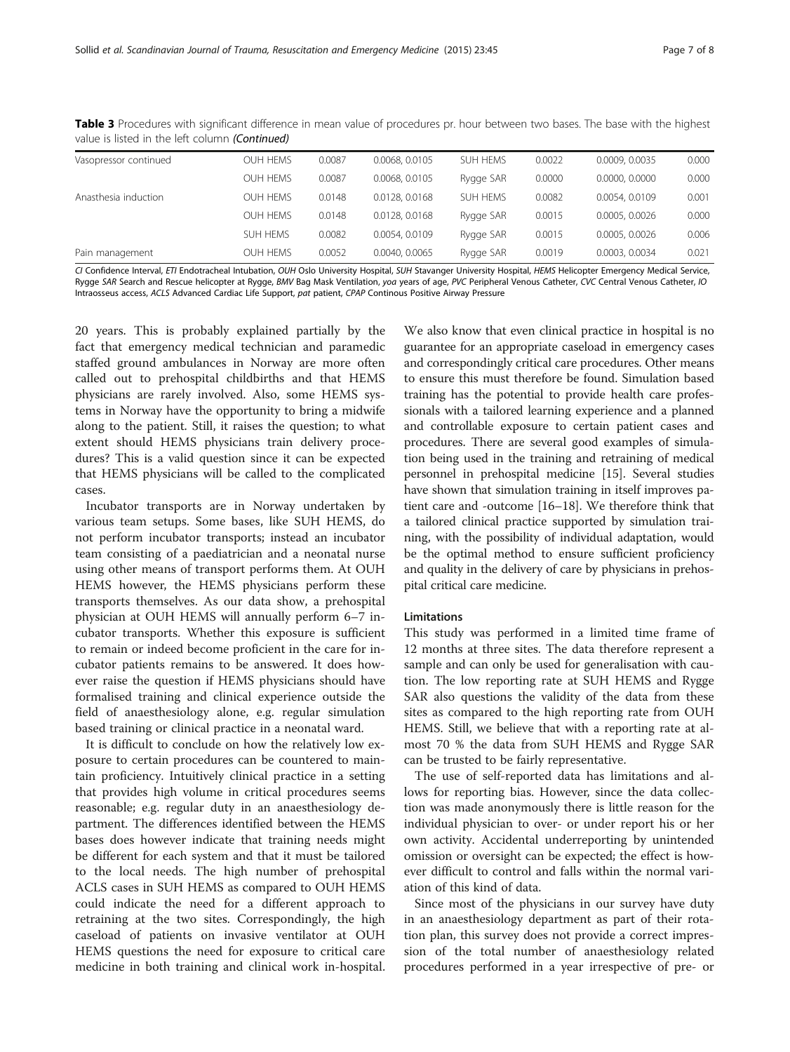**Table 3** Procedures with significant difference in mean value of procedures pr. hour between two bases. The base with the highest value is listed in the left column *(Continued)*

| | | | | | | | |
|---|---|---|---|---|---|---|---|
| Vasopressor continued | OUH HEMS | 0.0087 | 0.0068, 0.0105 | SUH HEMS | 0.0022 | 0.0009, 0.0035 | 0.000 |
| | OUH HEMS | 0.0087 | 0.0068, 0.0105 | Rygge SAR | 0.0000 | 0.0000, 0.0000 | 0.000 |
| Anasthesia induction | OUH HEMS | 0.0148 | 0.0128, 0.0168 | SUH HEMS | 0.0082 | 0.0054, 0.0109 | 0.001 |
| | OUH HEMS | 0.0148 | 0.0128, 0.0168 | Rygge SAR | 0.0015 | 0.0005, 0.0026 | 0.000 |
| | SUH HEMS | 0.0082 | 0.0054, 0.0109 | Rygge SAR | 0.0015 | 0.0005, 0.0026 | 0.006 |
| Pain management | OUH HEMS | 0.0052 | 0.0040, 0.0065 | Rygge SAR | 0.0019 | 0.0003, 0.0034 | 0.021 |

*CI* Confidence Interval, *ETI* Endotracheal Intubation, *OUH* Oslo University Hospital, *SUH* Stavanger University Hospital, *HEMS* Helicopter Emergency Medical Service, Rygge *SAR* Search and Rescue helicopter at Rygge, *BMV* Bag Mask Ventilation, *yoa* years of age, *PVC* Peripheral Venous Catheter, *CVC* Central Venous Catheter, *IO* Intraosseus access, *ACLS* Advanced Cardiac Life Support, *pat* patient, *CPAP* Continous Positive Airway Pressure

20 years. This is probably explained partially by the fact that emergency medical technician and paramedic staffed ground ambulances in Norway are more often called out to prehospital childbirths and that HEMS physicians are rarely involved. Also, some HEMS systems in Norway have the opportunity to bring a midwife along to the patient. Still, it raises the question; to what extent should HEMS physicians train delivery procedures? This is a valid question since it can be expected that HEMS physicians will be called to the complicated cases.

Incubator transports are in Norway undertaken by various team setups. Some bases, like SUH HEMS, do not perform incubator transports; instead an incubator team consisting of a paediatrician and a neonatal nurse using other means of transport performs them. At OUH HEMS however, the HEMS physicians perform these transports themselves. As our data show, a prehospital physician at OUH HEMS will annually perform 6–7 incubator transports. Whether this exposure is sufficient to remain or indeed become proficient in the care for incubator patients remains to be answered. It does however raise the question if HEMS physicians should have formalised training and clinical experience outside the field of anaesthesiology alone, e.g. regular simulation based training or clinical practice in a neonatal ward.

It is difficult to conclude on how the relatively low exposure to certain procedures can be countered to maintain proficiency. Intuitively clinical practice in a setting that provides high volume in critical procedures seems reasonable; e.g. regular duty in an anaesthesiology department. The differences identified between the HEMS bases does however indicate that training needs might be different for each system and that it must be tailored to the local needs. The high number of prehospital ACLS cases in SUH HEMS as compared to OUH HEMS could indicate the need for a different approach to retraining at the two sites. Correspondingly, the high caseload of patients on invasive ventilator at OUH HEMS questions the need for exposure to critical care medicine in both training and clinical work in-hospital. We also know that even clinical practice in hospital is no guarantee for an appropriate caseload in emergency cases and correspondingly critical care procedures. Other means to ensure this must therefore be found. Simulation based training has the potential to provide health care professionals with a tailored learning experience and a planned and controllable exposure to certain patient cases and procedures. There are several good examples of simulation being used in the training and retraining of medical personnel in prehospital medicine [15]. Several studies have shown that simulation training in itself improves patient care and -outcome [16–18]. We therefore think that a tailored clinical practice supported by simulation training, with the possibility of individual adaptation, would be the optimal method to ensure sufficient proficiency and quality in the delivery of care by physicians in prehospital critical care medicine.

#### Limitations

This study was performed in a limited time frame of 12 months at three sites. The data therefore represent a sample and can only be used for generalisation with caution. The low reporting rate at SUH HEMS and Rygge SAR also questions the validity of the data from these sites as compared to the high reporting rate from OUH HEMS. Still, we believe that with a reporting rate at almost 70 % the data from SUH HEMS and Rygge SAR can be trusted to be fairly representative.

The use of self-reported data has limitations and allows for reporting bias. However, since the data collection was made anonymously there is little reason for the individual physician to over- or under report his or her own activity. Accidental underreporting by unintended omission or oversight can be expected; the effect is however difficult to control and falls within the normal variation of this kind of data.

Since most of the physicians in our survey have duty in an anaesthesiology department as part of their rotation plan, this survey does not provide a correct impression of the total number of anaesthesiology related procedures performed in a year irrespective of pre- or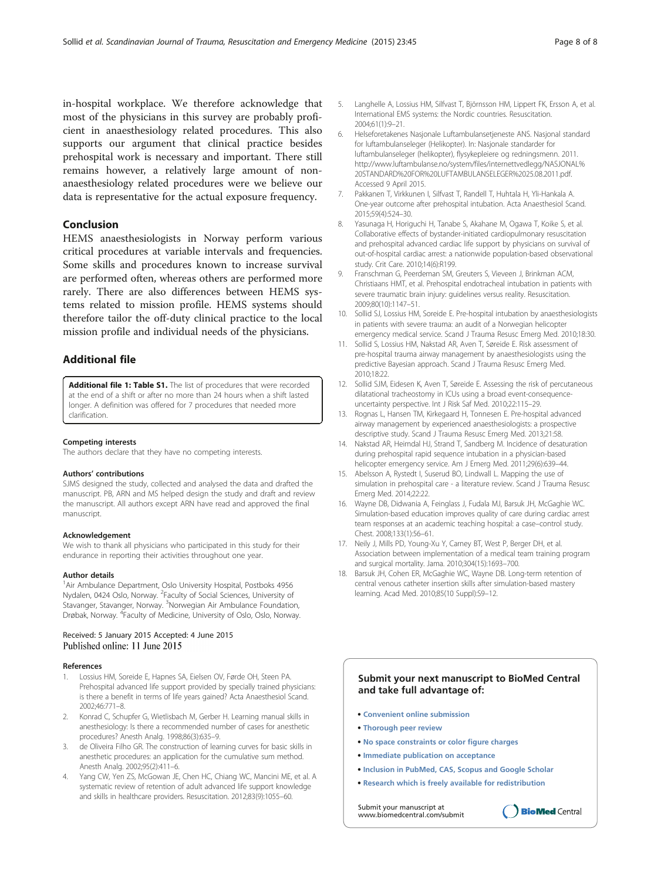in-hospital workplace. We therefore acknowledge that most of the physicians in this survey are probably proficient in anaesthesiology related procedures. This also supports our argument that clinical practice besides prehospital work is necessary and important. There still remains however, a relatively large amount of non-anaesthesiology related procedures were we believe our data is representative for the actual exposure frequency.

## Conclusion

HEMS anaesthesiologists in Norway perform various critical procedures at variable intervals and frequencies. Some skills and procedures known to increase survival are performed often, whereas others are performed more rarely. There are also differences between HEMS systems related to mission profile. HEMS systems should therefore tailor the off-duty clinical practice to the local mission profile and individual needs of the physicians.

## Additional file

**Additional file 1: Table S1.** The list of procedures that were recorded at the end of a shift or after no more than 24 hours when a shift lasted longer. A definition was offered for 7 procedures that needed more clarification.

#### Competing interests

The authors declare that they have no competing interests.

#### Authors' contributions

SJMS designed the study, collected and analysed the data and drafted the manuscript. PB, ARN and MS helped design the study and draft and review the manuscript. All authors except ARN have read and approved the final manuscript.

#### Acknowledgement

We wish to thank all physicians who participated in this study for their endurance in reporting their activities throughout one year.

#### Author details

[1]Air Ambulance Department, Oslo University Hospital, Postboks 4956 Nydalen, 0424 Oslo, Norway. [2]Faculty of Social Sciences, University of Stavanger, Stavanger, Norway. [3]Norwegian Air Ambulance Foundation, Drøbak, Norway. [4]Faculty of Medicine, University of Oslo, Oslo, Norway.

Received: 5 January 2015 Accepted: 4 June 2015
Published online: 11 June 2015

#### References

1. Lossius HM, Soreide E, Hapnes SA, Eielsen OV, Førde OH, Steen PA. Prehospital advanced life support provided by specially trained physicians: is there a benefit in terms of life years gained? Acta Anaesthesiol Scand. 2002;46:771–8.
2. Konrad C, Schupfer G, Wietlisbach M, Gerber H. Learning manual skills in anesthesiology: Is there a recommended number of cases for anesthetic procedures? Anesth Analg. 1998;86(3):635–9.
3. de Oliveira Filho GR. The construction of learning curves for basic skills in anesthetic procedures: an application for the cumulative sum method. Anesth Analg. 2002;95(2):411–6.
4. Yang CW, Yen ZS, McGowan JE, Chen HC, Chiang WC, Mancini ME, et al. A systematic review of retention of adult advanced life support knowledge and skills in healthcare providers. Resuscitation. 2012;83(9):1055–60.
5. Langhelle A, Lossius HM, Silfvast T, Björnsson HM, Lippert FK, Ersson A, et al. International EMS systems: the Nordic countries. Resuscitation. 2004;61(1):9–21.
6. Helseforetakenes Nasjonale Luftambulansetjeneste ANS. Nasjonal standard for luftambulanseleger (Helikopter). In: Nasjonale standarder for luftambulanseleger (helikopter), flysykepleiere og redningsmenn. 2011. http://www.luftambulanse.no/system/files/internettvedlegg/NASJONAL%20STANDARD%20FOR%20LUFTAMBULANSELEGER%2025.08.2011.pdf. Accessed 9 April 2015.
7. Pakkanen T, Virkkunen I, Silfvast T, Randell T, Huhtala H, Yli-Hankala A. One-year outcome after prehospital intubation. Acta Anaesthesiol Scand. 2015;59(4):524–30.
8. Yasunaga H, Horiguchi H, Tanabe S, Akahane M, Ogawa T, Koike S, et al. Collaborative effects of bystander-initiated cardiopulmonary resuscitation and prehospital advanced cardiac life support by physicians on survival of out-of-hospital cardiac arrest: a nationwide population-based observational study. Crit Care. 2010;14(6):R199.
9. Franschman G, Peerdeman SM, Greuters S, Vieveen J, Brinkman ACM, Christiaans HMT, et al. Prehospital endotracheal intubation in patients with severe traumatic brain injury: guidelines versus reality. Resuscitation. 2009;80(10):1147–51.
10. Sollid SJ, Lossius HM, Soreide E. Pre-hospital intubation by anaesthesiologists in patients with severe trauma: an audit of a Norwegian helicopter emergency medical service. Scand J Trauma Resusc Emerg Med. 2010;18:30.
11. Sollid S, Lossius HM, Nakstad AR, Aven T, Søreide E. Risk assessment of pre-hospital trauma airway management by anaesthesiologists using the predictive Bayesian approach. Scand J Trauma Resusc Emerg Med. 2010;18:22.
12. Sollid SJM, Eidesen K, Aven T, Søreide E. Assessing the risk of percutaneous dilatational tracheostomy in ICUs using a broad event-consequence-uncertainty perspective. Int J Risk Saf Med. 2010;22:115–29.
13. Rognas L, Hansen TM, Kirkegaard H, Tonnesen E. Pre-hospital advanced airway management by experienced anaesthesiologists: a prospective descriptive study. Scand J Trauma Resusc Emerg Med. 2013;21:58.
14. Nakstad AR, Heimdal HJ, Strand T, Sandberg M. Incidence of desaturation during prehospital rapid sequence intubation in a physician-based helicopter emergency medical service. Am J Emerg Med. 2011;29(6):639–44.
15. Abelsson A, Rystedt I, Suserud BO, Lindwall L. Mapping the use of simulation in prehospital care - a literature review. Scand J Trauma Resusc Emerg Med. 2014;22:22.
16. Wayne DB, Didwania A, Feinglass J, Fudala MJ, Barsuk JH, McGaghie WC. Simulation-based education improves quality of care during cardiac arrest team responses at an academic teaching hospital: a case–control study. Chest. 2008;133(1):56–61.
17. Neily J, Mills PD, Young-Xu Y, Carney BT, West P, Berger DH, et al. Association between implementation of a medical team training program and surgical mortality. Jama. 2010;304(15):1693–700.
18. Barsuk JH, Cohen ER, McGaghie WC, Wayne DB. Long-term retention of central venous catheter insertion skills after simulation-based mastery learning. Acad Med. 2010;85(10 Suppl):S9–12.

**Submit your next manuscript to BioMed Central and take full advantage of:**

- Convenient online submission
- Thorough peer review
- No space constraints or color figure charges
- Immediate publication on acceptance
- Inclusion in PubMed, CAS, Scopus and Google Scholar
- Research which is freely available for redistribution

Submit your manuscript at www.biomedcentral.com/submit

BioMed Central